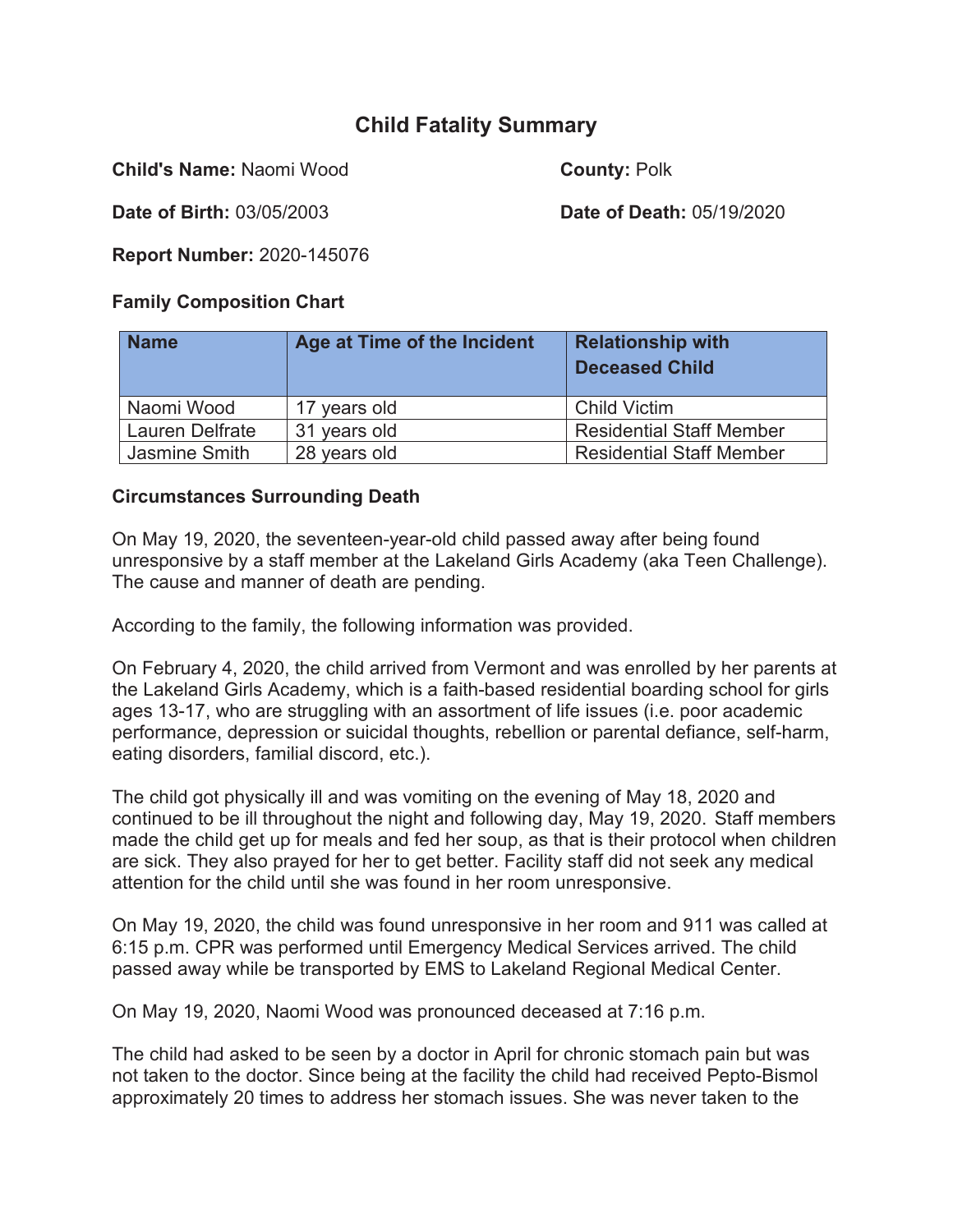# Child Fatality Summary

**Child's Name:** Naomi Wood

**County:** Polk

**Date of Birth:** 03/05/2003

**Date of Death:** 05/19/2020

**Report Number:** 2020-145076

**Family Composition Chart**

| Name | Age at Time of the Incident | Relationship with Deceased Child |
|---|---|---|
| Naomi Wood | 17 years old | Child Victim |
| Lauren Delfrate | 31 years old | Residential Staff Member |
| Jasmine Smith | 28 years old | Residential Staff Member |

**Circumstances Surrounding Death**

On May 19, 2020, the seventeen-year-old child passed away after being found unresponsive by a staff member at the Lakeland Girls Academy (aka Teen Challenge). The cause and manner of death are pending.

According to the family, the following information was provided.

On February 4, 2020, the child arrived from Vermont and was enrolled by her parents at the Lakeland Girls Academy, which is a faith-based residential boarding school for girls ages 13-17, who are struggling with an assortment of life issues (i.e. poor academic performance, depression or suicidal thoughts, rebellion or parental defiance, self-harm, eating disorders, familial discord, etc.).

The child got physically ill and was vomiting on the evening of May 18, 2020 and continued to be ill throughout the night and following day, May 19, 2020. Staff members made the child get up for meals and fed her soup, as that is their protocol when children are sick. They also prayed for her to get better. Facility staff did not seek any medical attention for the child until she was found in her room unresponsive.

On May 19, 2020, the child was found unresponsive in her room and 911 was called at 6:15 p.m. CPR was performed until Emergency Medical Services arrived. The child passed away while be transported by EMS to Lakeland Regional Medical Center.

On May 19, 2020, Naomi Wood was pronounced deceased at 7:16 p.m.

The child had asked to be seen by a doctor in April for chronic stomach pain but was not taken to the doctor. Since being at the facility the child had received Pepto-Bismol approximately 20 times to address her stomach issues. She was never taken to the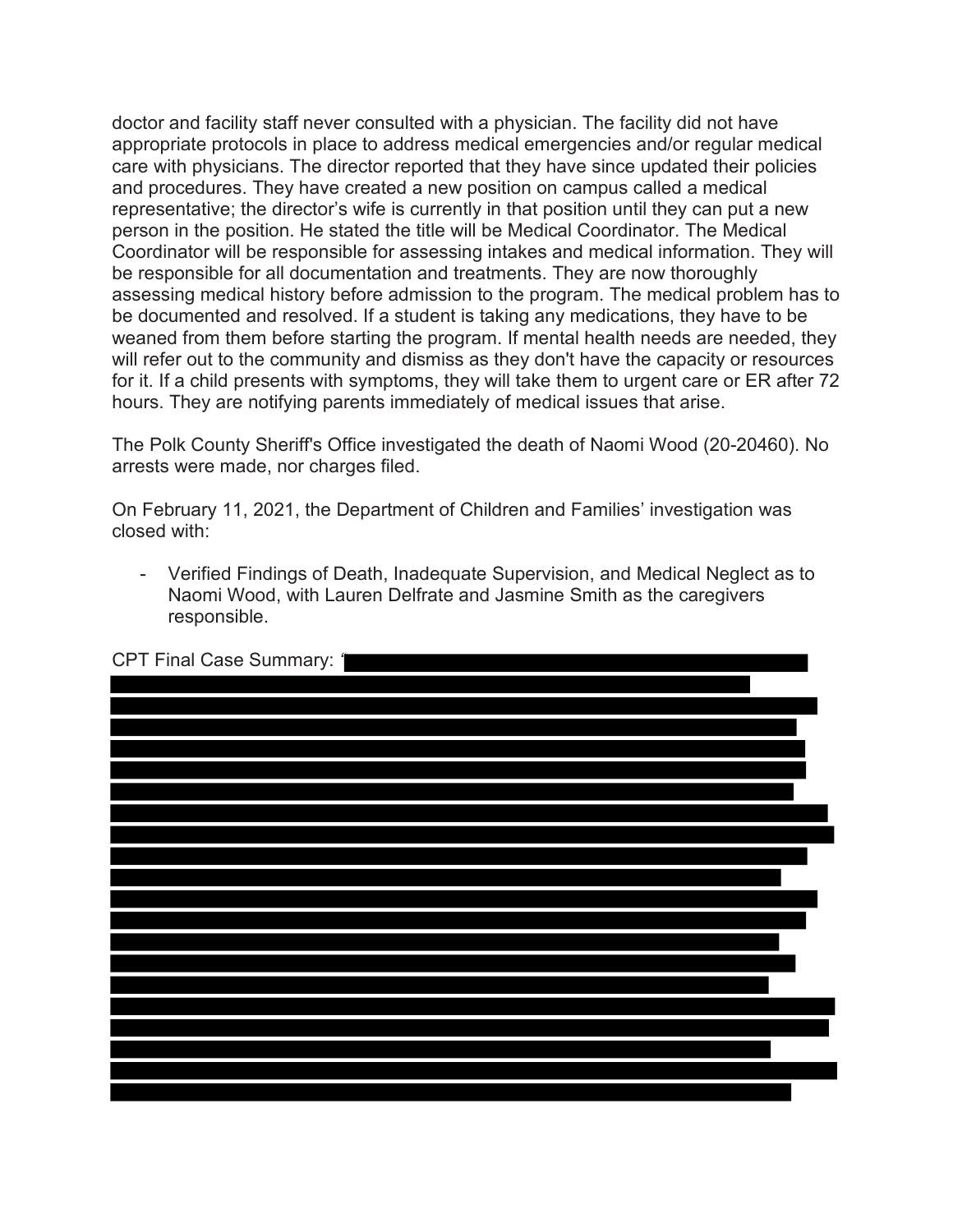doctor and facility staff never consulted with a physician. The facility did not have appropriate protocols in place to address medical emergencies and/or regular medical care with physicians. The director reported that they have since updated their policies and procedures. They have created a new position on campus called a medical representative; the director's wife is currently in that position until they can put a new person in the position. He stated the title will be Medical Coordinator. The Medical Coordinator will be responsible for assessing intakes and medical information. They will be responsible for all documentation and treatments. They are now thoroughly assessing medical history before admission to the program. The medical problem has to be documented and resolved. If a student is taking any medications, they have to be weaned from them before starting the program. If mental health needs are needed, they will refer out to the community and dismiss as they don't have the capacity or resources for it. If a child presents with symptoms, they will take them to urgent care or ER after 72 hours. They are notifying parents immediately of medical issues that arise.

The Polk County Sheriff's Office investigated the death of Naomi Wood (20-20460). No arrests were made, nor charges filed.

On February 11, 2021, the Department of Children and Families' investigation was closed with:

- Verified Findings of Death, Inadequate Supervision, and Medical Neglect as to Naomi Wood, with Lauren Delfrate and Jasmine Smith as the caregivers responsible.

CPT Final Case Summary: "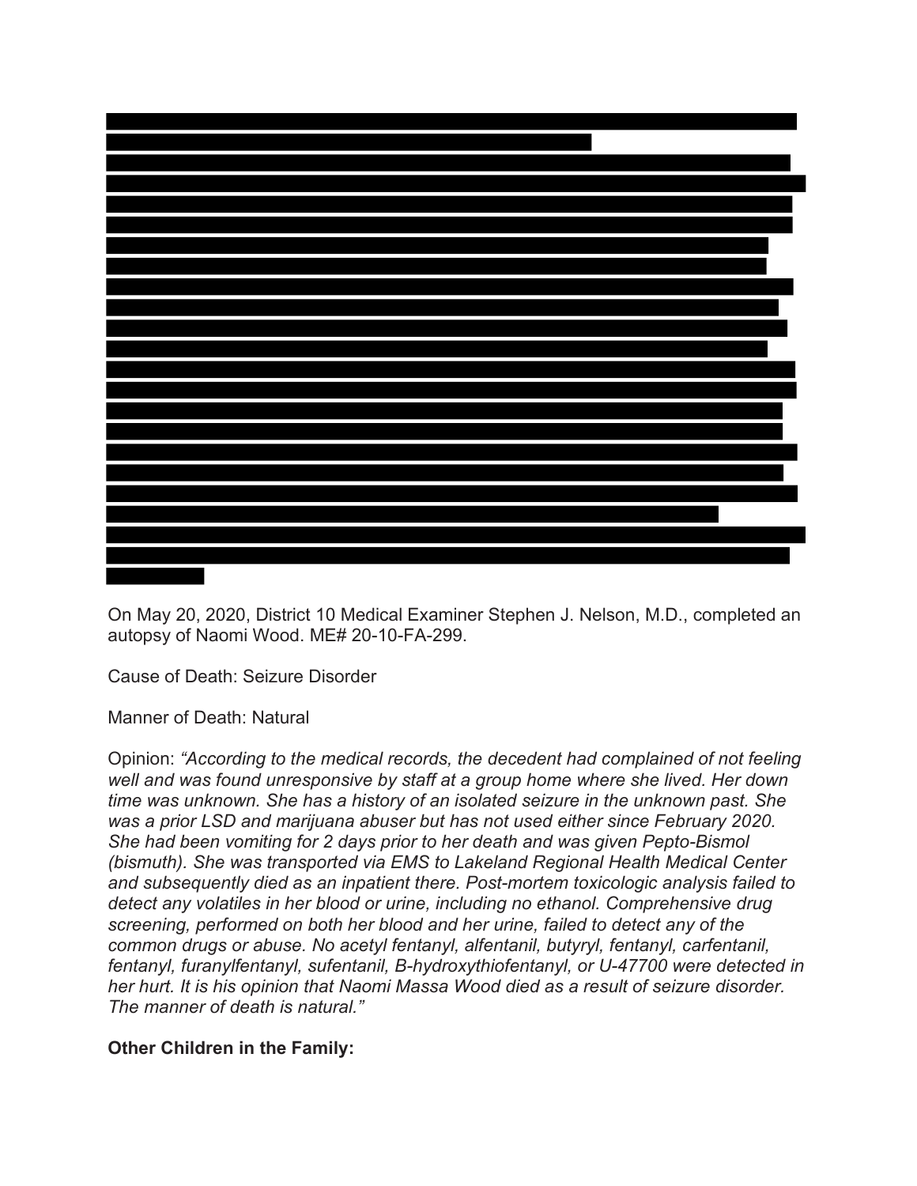On May 20, 2020, District 10 Medical Examiner Stephen J. Nelson, M.D., completed an autopsy of Naomi Wood. ME# 20-10-FA-299.

Cause of Death: Seizure Disorder

Manner of Death: Natural

Opinion: *"According to the medical records, the decedent had complained of not feeling well and was found unresponsive by staff at a group home where she lived. Her down time was unknown. She has a history of an isolated seizure in the unknown past. She was a prior LSD and marijuana abuser but has not used either since February 2020. She had been vomiting for 2 days prior to her death and was given Pepto-Bismol (bismuth). She was transported via EMS to Lakeland Regional Health Medical Center and subsequently died as an inpatient there. Post-mortem toxicologic analysis failed to detect any volatiles in her blood or urine, including no ethanol. Comprehensive drug screening, performed on both her blood and her urine, failed to detect any of the common drugs or abuse. No acetyl fentanyl, alfentanil, butyryl, fentanyl, carfentanil, fentanyl, furanylfentanyl, sufentanil, B-hydroxythiofentanyl, or U-47700 were detected in her hurt. It is his opinion that Naomi Massa Wood died as a result of seizure disorder. The manner of death is natural."*

**Other Children in the Family:**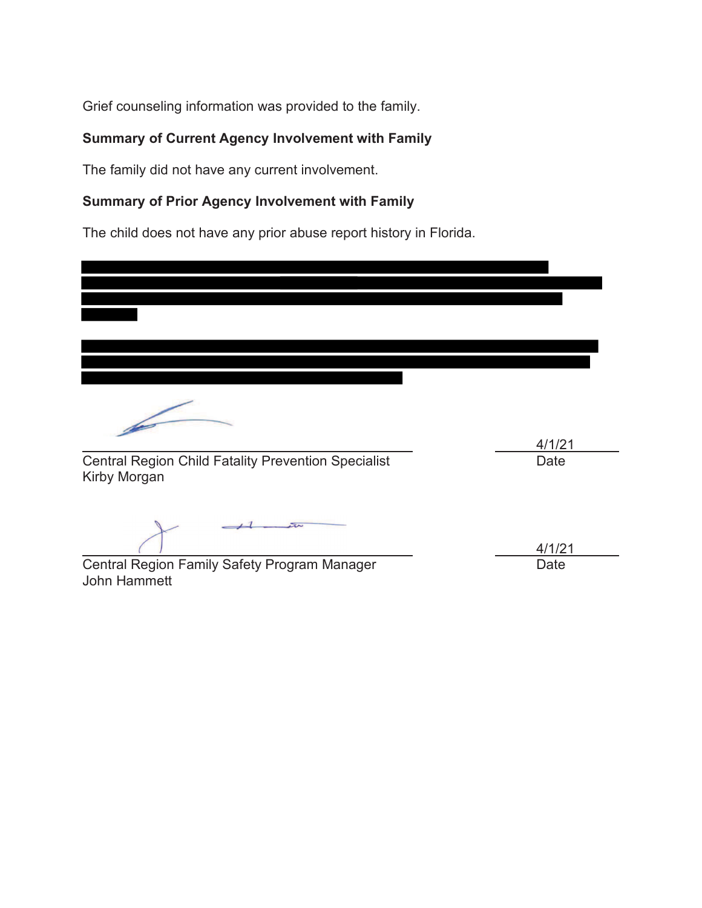Grief counseling information was provided to the family.

**Summary of Current Agency Involvement with Family**

The family did not have any current involvement.

**Summary of Prior Agency Involvement with Family**

The child does not have any prior abuse report history in Florida.

| | |
|---|---|
| Central Region Child Fatality Prevention Specialist<br>Kirby Morgan | 4/1/21<br>Date |
| Central Region Family Safety Program Manager<br>John Hammett | 4/1/21<br>Date |